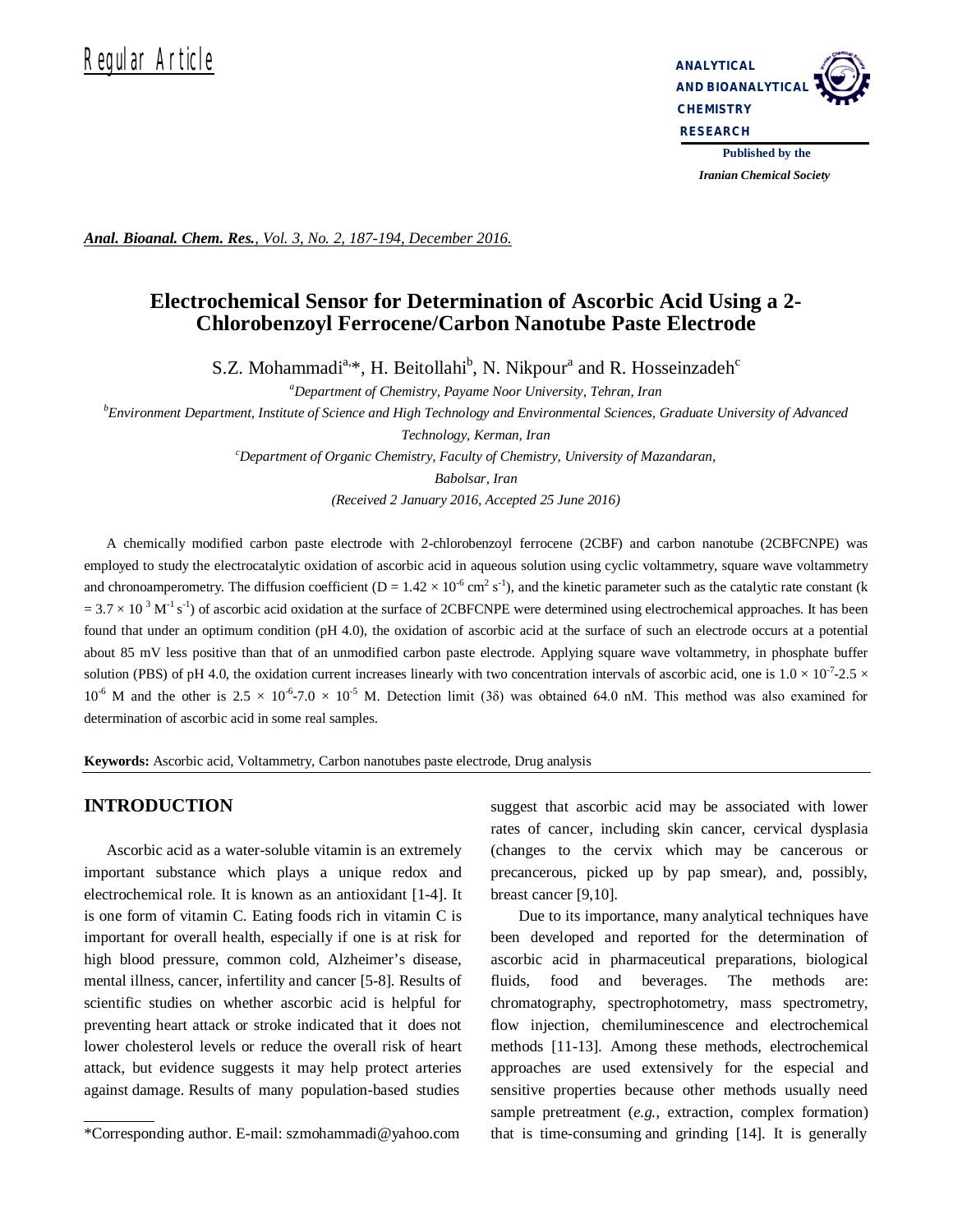Regular Article

# Electrochemical Sensor for Determination of Ascorbic Acid Using a 2-Chlorobenzoyl Ferrocene/Carbon Nanotube Paste Electrode

S.Z. Mohammadi[a,]*, H. Beitollahi[b], N. Nikpour[a] and R. Hosseinzadeh[c]

[a]*Department of Chemistry, Payame Noor University, Tehran, Iran*

[b]*Environment Department, Institute of Science and High Technology and Environmental Sciences, Graduate University of Advanced Technology, Kerman, Iran*

[c]*Department of Organic Chemistry, Faculty of Chemistry, University of Mazandaran, Babolsar, Iran*

*(Received 2 January 2016, Accepted 25 June 2016)*

A chemically modified carbon paste electrode with 2-chlorobenzoyl ferrocene (2CBF) and carbon nanotube (2CBFCNPE) was employed to study the electrocatalytic oxidation of ascorbic acid in aqueous solution using cyclic voltammetry, square wave voltammetry and chronoamperometry. The diffusion coefficient ($D = 1.42 \times 10^{-6}$ $cm^2$ $s^{-1}$), and the kinetic parameter such as the catalytic rate constant ($k = 3.7 \times 10^{3}$ $M^{-1}$ $s^{-1}$) of ascorbic acid oxidation at the surface of 2CBFCNPE were determined using electrochemical approaches. It has been found that under an optimum condition (pH 4.0), the oxidation of ascorbic acid at the surface of such an electrode occurs at a potential about 85 mV less positive than that of an unmodified carbon paste electrode. Applying square wave voltammetry, in phosphate buffer solution (PBS) of pH 4.0, the oxidation current increases linearly with two concentration intervals of ascorbic acid, one is $1.0 \times 10^{-7}$-$2.5 \times 10^{-6}$ M and the other is $2.5 \times 10^{-6}$-$7.0 \times 10^{-5}$ M. Detection limit (3δ) was obtained 64.0 nM. This method was also examined for determination of ascorbic acid in some real samples.

**Keywords:** Ascorbic acid, Voltammetry, Carbon nanotubes paste electrode, Drug analysis

## INTRODUCTION

Ascorbic acid as a water-soluble vitamin is an extremely important substance which plays a unique redox and electrochemical role. It is known as an antioxidant [1-4]. It is one form of vitamin C. Eating foods rich in vitamin C is important for overall health, especially if one is at risk for high blood pressure, common cold, Alzheimer's disease, mental illness, cancer, infertility and cancer [5-8]. Results of scientific studies on whether ascorbic acid is helpful for preventing heart attack or stroke indicated that it does not lower cholesterol levels or reduce the overall risk of heart attack, but evidence suggests it may help protect arteries against damage. Results of many population-based studies suggest that ascorbic acid may be associated with lower rates of cancer, including skin cancer, cervical dysplasia (changes to the cervix which may be cancerous or precancerous, picked up by pap smear), and, possibly, breast cancer [9,10].

Due to its importance, many analytical techniques have been developed and reported for the determination of ascorbic acid in pharmaceutical preparations, biological fluids, food and beverages. The methods are: chromatography, spectrophotometry, mass spectrometry, flow injection, chemiluminescence and electrochemical methods [11-13]. Among these methods, electrochemical approaches are used extensively for the especial and sensitive properties because other methods usually need sample pretreatment (*e.g.*, extraction, complex formation) that is time-consuming and grinding [14]. It is generally

*Corresponding author. E-mail: szmohammadi@yahoo.com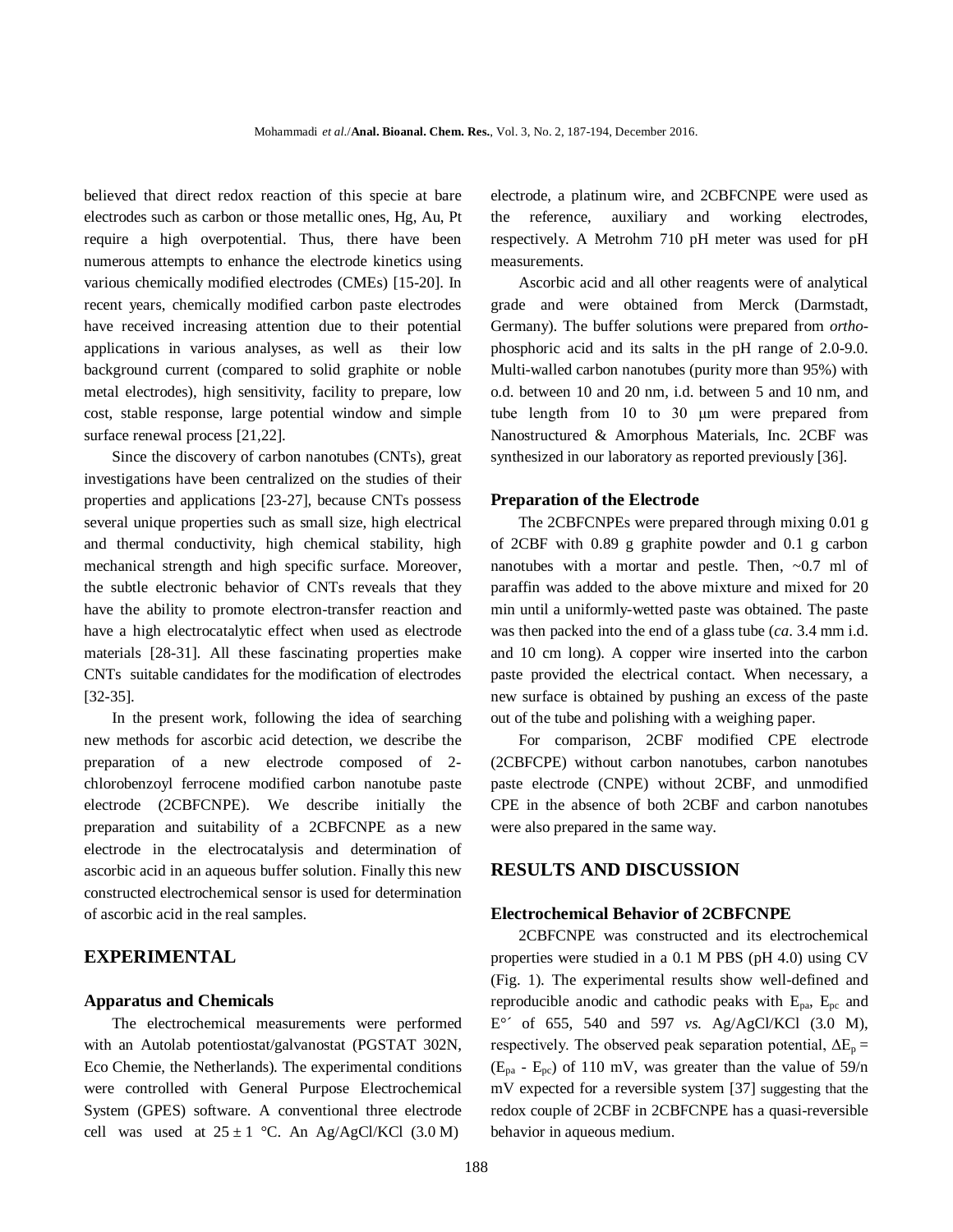believed that direct redox reaction of this specie at bare electrodes such as carbon or those metallic ones, Hg, Au, Pt require a high overpotential. Thus, there have been numerous attempts to enhance the electrode kinetics using various chemically modified electrodes (CMEs) [15-20]. In recent years, chemically modified carbon paste electrodes have received increasing attention due to their potential applications in various analyses, as well as their low background current (compared to solid graphite or noble metal electrodes), high sensitivity, facility to prepare, low cost, stable response, large potential window and simple surface renewal process [21,22].

Since the discovery of carbon nanotubes (CNTs), great investigations have been centralized on the studies of their properties and applications [23-27], because CNTs possess several unique properties such as small size, high electrical and thermal conductivity, high chemical stability, high mechanical strength and high specific surface. Moreover, the subtle electronic behavior of CNTs reveals that they have the ability to promote electron-transfer reaction and have a high electrocatalytic effect when used as electrode materials [28-31]. All these fascinating properties make CNTs suitable candidates for the modification of electrodes [32-35].

In the present work, following the idea of searching new methods for ascorbic acid detection, we describe the preparation of a new electrode composed of 2-chlorobenzoyl ferrocene modified carbon nanotube paste electrode (2CBFCNPE). We describe initially the preparation and suitability of a 2CBFCNPE as a new electrode in the electrocatalysis and determination of ascorbic acid in an aqueous buffer solution. Finally this new constructed electrochemical sensor is used for determination of ascorbic acid in the real samples.

## EXPERIMENTAL

### Apparatus and Chemicals

The electrochemical measurements were performed with an Autolab potentiostat/galvanostat (PGSTAT 302N, Eco Chemie, the Netherlands). The experimental conditions were controlled with General Purpose Electrochemical System (GPES) software. A conventional three electrode cell was used at $25 \pm 1$ °C. An Ag/AgCl/KCl (3.0 M) electrode, a platinum wire, and 2CBFCNPE were used as the reference, auxiliary and working electrodes, respectively. A Metrohm 710 pH meter was used for pH measurements.

Ascorbic acid and all other reagents were of analytical grade and were obtained from Merck (Darmstadt, Germany). The buffer solutions were prepared from *ortho*-phosphoric acid and its salts in the pH range of 2.0-9.0. Multi-walled carbon nanotubes (purity more than 95%) with o.d. between 10 and 20 nm, i.d. between 5 and 10 nm, and tube length from 10 to 30 μm were prepared from Nanostructured & Amorphous Materials, Inc. 2CBF was synthesized in our laboratory as reported previously [36].

### Preparation of the Electrode

The 2CBFCNPEs were prepared through mixing 0.01 g of 2CBF with 0.89 g graphite powder and 0.1 g carbon nanotubes with a mortar and pestle. Then, ~0.7 ml of paraffin was added to the above mixture and mixed for 20 min until a uniformly-wetted paste was obtained. The paste was then packed into the end of a glass tube (*ca*. 3.4 mm i.d. and 10 cm long). A copper wire inserted into the carbon paste provided the electrical contact. When necessary, a new surface is obtained by pushing an excess of the paste out of the tube and polishing with a weighing paper.

For comparison, 2CBF modified CPE electrode (2CBFCPE) without carbon nanotubes, carbon nanotubes paste electrode (CNPE) without 2CBF, and unmodified CPE in the absence of both 2CBF and carbon nanotubes were also prepared in the same way.

## RESULTS AND DISCUSSION

### Electrochemical Behavior of 2CBFCNPE

2CBFCNPE was constructed and its electrochemical properties were studied in a 0.1 M PBS (pH 4.0) using CV (Fig. 1). The experimental results show well-defined and reproducible anodic and cathodic peaks with $E_{pa}$, $E_{pc}$ and $E^{\circ\prime}$ of 655, 540 and 597 *vs.* Ag/AgCl/KCl (3.0 M), respectively. The observed peak separation potential, $\Delta E_p = (E_{pa} - E_{pc})$ of 110 mV, was greater than the value of 59/n mV expected for a reversible system [37] suggesting that the redox couple of 2CBF in 2CBFCNPE has a quasi-reversible behavior in aqueous medium.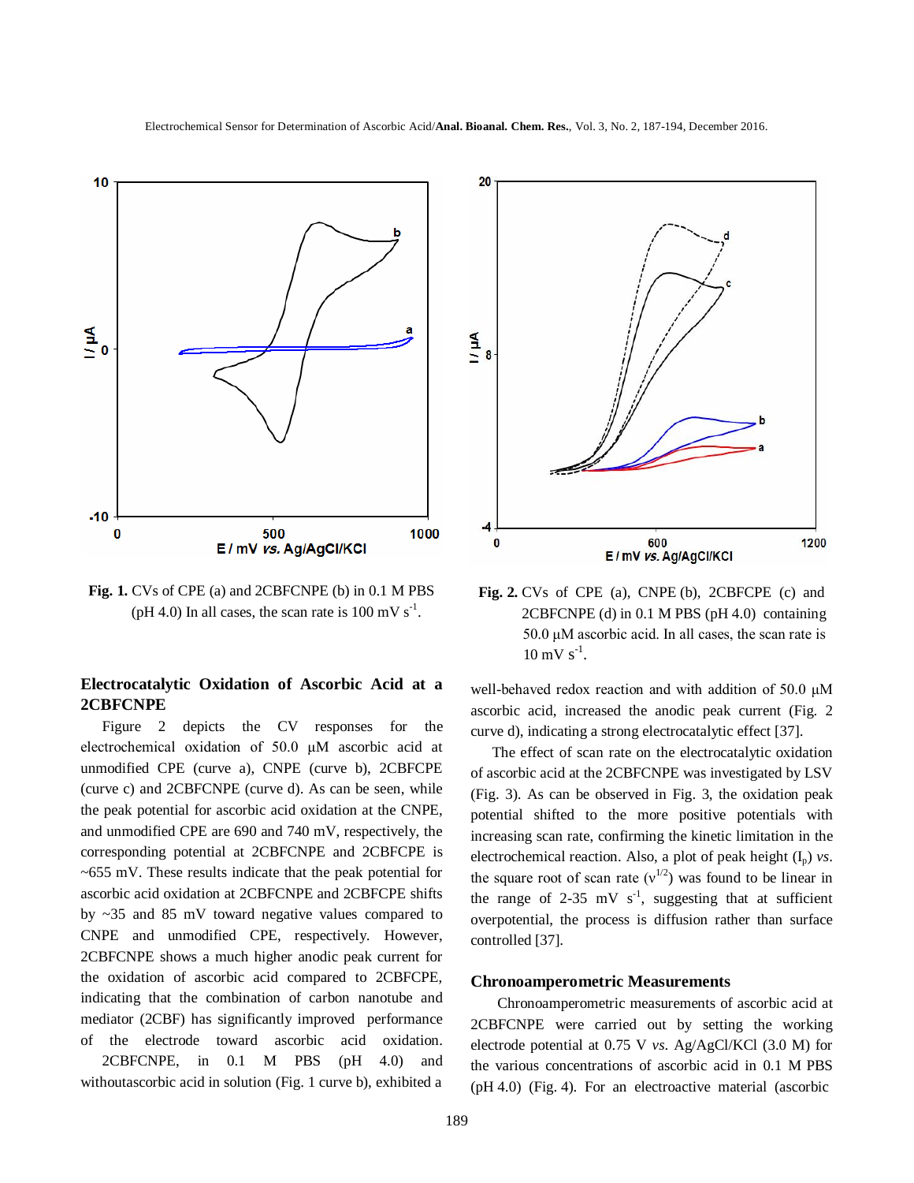Fig. 1. CVs of CPE (a) and 2CBFCNPE (b) in 0.1 M PBS (pH 4.0) In all cases, the scan rate is 100 mV $s^{-1}$.

Fig. 2. CVs of CPE (a), CNPE (b), 2CBFCPE (c) and 2CBFCNPE (d) in 0.1 M PBS (pH 4.0) containing 50.0 μM ascorbic acid. In all cases, the scan rate is 10 mV $s^{-1}$.

### Electrocatalytic Oxidation of Ascorbic Acid at a 2CBFCNPE

Figure 2 depicts the CV responses for the electrochemical oxidation of 50.0 μM ascorbic acid at unmodified CPE (curve a), CNPE (curve b), 2CBFCPE (curve c) and 2CBFCNPE (curve d). As can be seen, while the peak potential for ascorbic acid oxidation at the CNPE, and unmodified CPE are 690 and 740 mV, respectively, the corresponding potential at 2CBFCNPE and 2CBFCPE is ~655 mV. These results indicate that the peak potential for ascorbic acid oxidation at 2CBFCNPE and 2CBFCPE shifts by ~35 and 85 mV toward negative values compared to CNPE and unmodified CPE, respectively. However, 2CBFCNPE shows a much higher anodic peak current for the oxidation of ascorbic acid compared to 2CBFCPE, indicating that the combination of carbon nanotube and mediator (2CBF) has significantly improved performance of the electrode toward ascorbic acid oxidation.

2CBFCNPE, in 0.1 M PBS (pH 4.0) and withoutascorbic acid in solution (Fig. 1 curve b), exhibited a well-behaved redox reaction and with addition of 50.0 μM ascorbic acid, increased the anodic peak current (Fig. 2 curve d), indicating a strong electrocatalytic effect [37].

The effect of scan rate on the electrocatalytic oxidation of ascorbic acid at the 2CBFCNPE was investigated by LSV (Fig. 3). As can be observed in Fig. 3, the oxidation peak potential shifted to the more positive potentials with increasing scan rate, confirming the kinetic limitation in the electrochemical reaction. Also, a plot of peak height ($I_p$) *vs.* the square root of scan rate ($\nu^{1/2}$) was found to be linear in the range of 2-35 mV $s^{-1}$, suggesting that at sufficient overpotential, the process is diffusion rather than surface controlled [37].

### Chronoamperometric Measurements

Chronoamperometric measurements of ascorbic acid at 2CBFCNPE were carried out by setting the working electrode potential at 0.75 V *vs.* Ag/AgCl/KCl (3.0 M) for the various concentrations of ascorbic acid in 0.1 M PBS (pH 4.0) (Fig. 4). For an electroactive material (ascorbic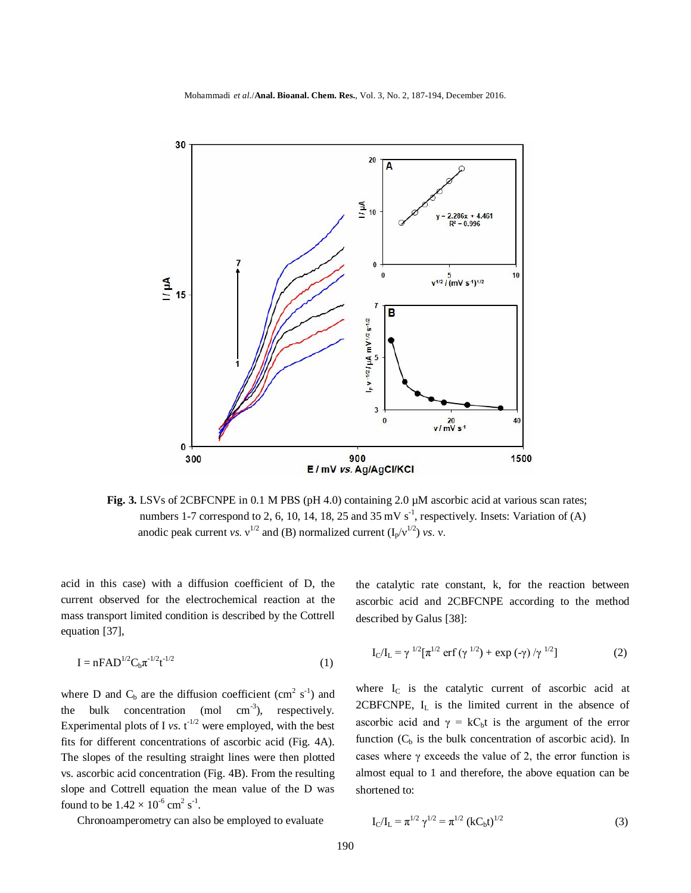**Fig. 3.** LSVs of 2CBFCNPE in 0.1 M PBS (pH 4.0) containing 2.0 μM ascorbic acid at various scan rates; numbers 1-7 correspond to 2, 6, 10, 14, 18, 25 and 35 mV $s^{-1}$, respectively. Insets: Variation of (A) anodic peak current *vs.* $v^{1/2}$ and (B) normalized current ($I_p/v^{1/2}$) *vs.* v.

acid in this case) with a diffusion coefficient of D, the current observed for the electrochemical reaction at the mass transport limited condition is described by the Cottrell equation [37],

$$I = nFAD^{1/2}C_b\pi^{-1/2}t^{-1/2} \quad (1)$$

where D and $C_b$ are the diffusion coefficient ($cm^2\ s^{-1}$) and the bulk concentration (mol $cm^{-3}$), respectively. Experimental plots of I *vs.* $t^{-1/2}$ were employed, with the best fits for different concentrations of ascorbic acid (Fig. 4A). The slopes of the resulting straight lines were then plotted vs. ascorbic acid concentration (Fig. 4B). From the resulting slope and Cottrell equation the mean value of the D was found to be $1.42 \times 10^{-6}\ cm^2\ s^{-1}$.

Chronoamperometry can also be employed to evaluate the catalytic rate constant, k, for the reaction between ascorbic acid and 2CBFCNPE according to the method described by Galus [38]:

$$I_C/I_L = \gamma^{1/2}[\pi^{1/2}\,\mathrm{erf}(\gamma^{1/2}) + \exp(-\gamma)/\gamma^{1/2}] \quad (2)$$

where $I_C$ is the catalytic current of ascorbic acid at 2CBFCNPE, $I_L$ is the limited current in the absence of ascorbic acid and $\gamma = kC_bt$ is the argument of the error function ($C_b$ is the bulk concentration of ascorbic acid). In cases where γ exceeds the value of 2, the error function is almost equal to 1 and therefore, the above equation can be shortened to:

$$I_C/I_L = \pi^{1/2}\gamma^{1/2} = \pi^{1/2}(kC_bt)^{1/2} \quad (3)$$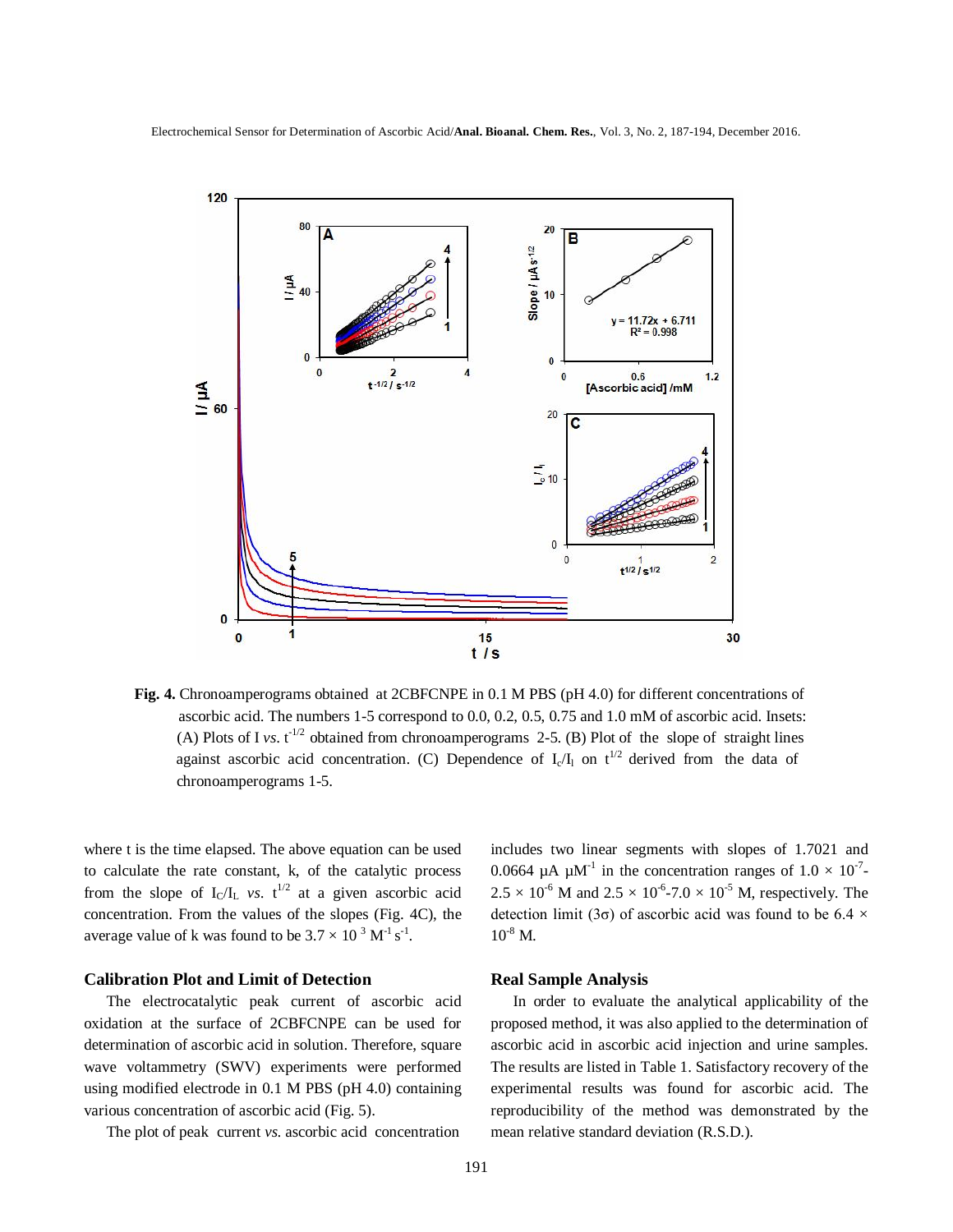**Fig. 4.** Chronoamperograms obtained at 2CBFCNPE in 0.1 M PBS (pH 4.0) for different concentrations of ascorbic acid. The numbers 1-5 correspond to 0.0, 0.2, 0.5, 0.75 and 1.0 mM of ascorbic acid. Insets: (A) Plots of I *vs.* $t^{-1/2}$ obtained from chronoamperograms 2-5. (B) Plot of the slope of straight lines against ascorbic acid concentration. (C) Dependence of $I_c/I_l$ on $t^{1/2}$ derived from the data of chronoamperograms 1-5.

where t is the time elapsed. The above equation can be used to calculate the rate constant, k, of the catalytic process from the slope of $I_C/I_L$ *vs.* $t^{1/2}$ at a given ascorbic acid concentration. From the values of the slopes (Fig. 4C), the average value of k was found to be $3.7 \times 10^{3}$ $M^{-1}$ $s^{-1}$.

### Calibration Plot and Limit of Detection

The electrocatalytic peak current of ascorbic acid oxidation at the surface of 2CBFCNPE can be used for determination of ascorbic acid in solution. Therefore, square wave voltammetry (SWV) experiments were performed using modified electrode in 0.1 M PBS (pH 4.0) containing various concentration of ascorbic acid (Fig. 5).

The plot of peak current *vs.* ascorbic acid concentration includes two linear segments with slopes of 1.7021 and 0.0664 µA $\mu M^{-1}$ in the concentration ranges of $1.0 \times 10^{-7}$-$2.5 \times 10^{-6}$ M and $2.5 \times 10^{-6}$-$7.0 \times 10^{-5}$ M, respectively. The detection limit (3σ) of ascorbic acid was found to be $6.4 \times 10^{-8}$ M.

### Real Sample Analysis

In order to evaluate the analytical applicability of the proposed method, it was also applied to the determination of ascorbic acid in ascorbic acid injection and urine samples. The results are listed in Table 1. Satisfactory recovery of the experimental results was found for ascorbic acid. The reproducibility of the method was demonstrated by the mean relative standard deviation (R.S.D.).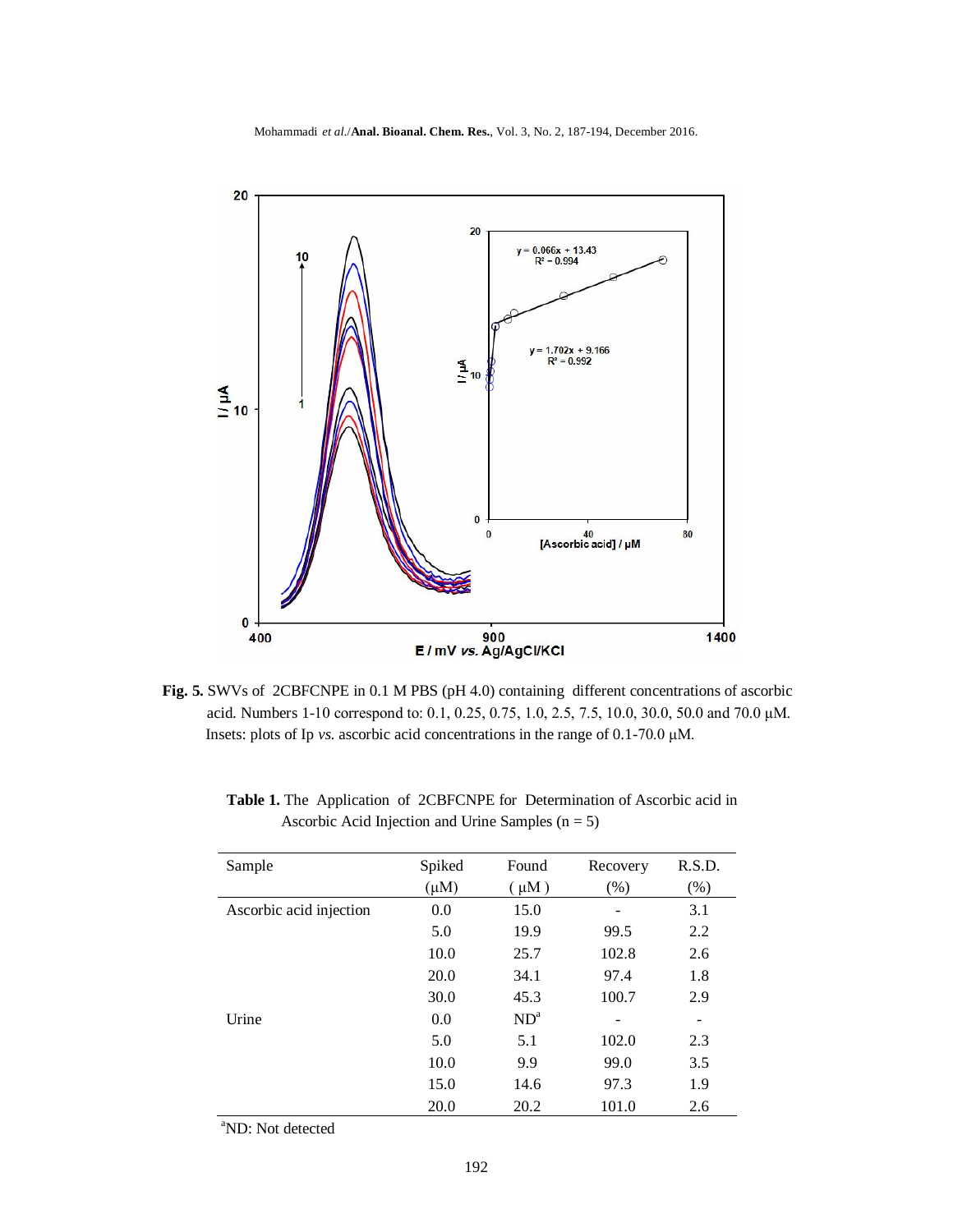**Fig. 5.** SWVs of 2CBFCNPE in 0.1 M PBS (pH 4.0) containing different concentrations of ascorbic acid. Numbers 1-10 correspond to: 0.1, 0.25, 0.75, 1.0, 2.5, 7.5, 10.0, 30.0, 50.0 and 70.0 μM. Insets: plots of Ip *vs.* ascorbic acid concentrations in the range of 0.1-70.0 μM.

**Table 1.** The Application of 2CBFCNPE for Determination of Ascorbic acid in Ascorbic Acid Injection and Urine Samples (n = 5)

| Sample | Spiked (μM) | Found (μM) | Recovery (%) | R.S.D. (%) |
|---|---|---|---|---|
| Ascorbic acid injection | 0.0 | 15.0 | - | 3.1 |
| | 5.0 | 19.9 | 99.5 | 2.2 |
| | 10.0 | 25.7 | 102.8 | 2.6 |
| | 20.0 | 34.1 | 97.4 | 1.8 |
| | 30.0 | 45.3 | 100.7 | 2.9 |
| Urine | 0.0 | ND[a] | - | - |
| | 5.0 | 5.1 | 102.0 | 2.3 |
| | 10.0 | 9.9 | 99.0 | 3.5 |
| | 15.0 | 14.6 | 97.3 | 1.9 |
| | 20.0 | 20.2 | 101.0 | 2.6 |

[a]ND: Not detected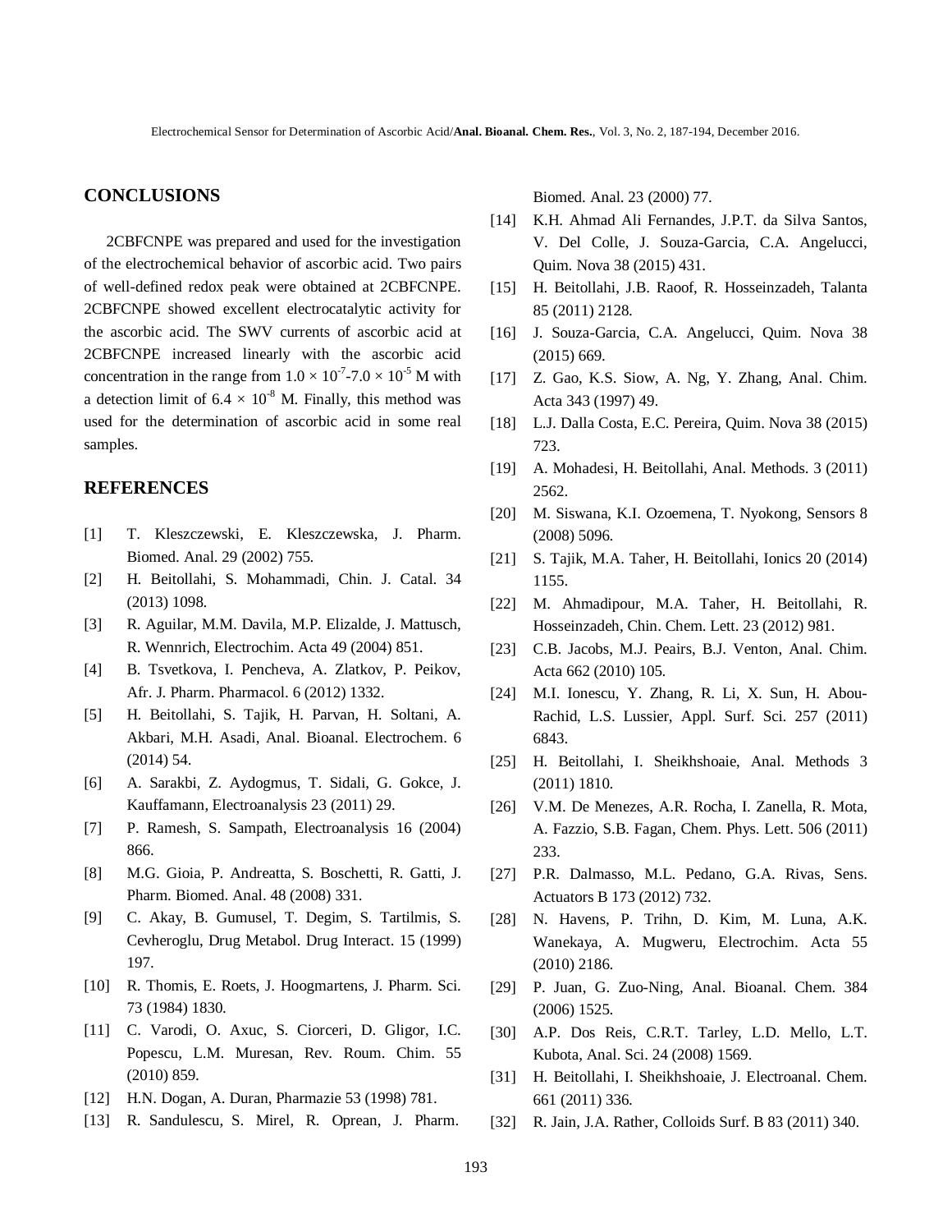## CONCLUSIONS

2CBFCNPE was prepared and used for the investigation of the electrochemical behavior of ascorbic acid. Two pairs of well-defined redox peak were obtained at 2CBFCNPE. 2CBFCNPE showed excellent electrocatalytic activity for the ascorbic acid. The SWV currents of ascorbic acid at 2CBFCNPE increased linearly with the ascorbic acid concentration in the range from $1.0 \times 10^{-7}$-$7.0 \times 10^{-5}$ M with a detection limit of $6.4 \times 10^{-8}$ M. Finally, this method was used for the determination of ascorbic acid in some real samples.

## REFERENCES

[1] T. Kleszczewski, E. Kleszczewska, J. Pharm. Biomed. Anal. 29 (2002) 755.

[2] H. Beitollahi, S. Mohammadi, Chin. J. Catal. 34 (2013) 1098.

[3] R. Aguilar, M.M. Davila, M.P. Elizalde, J. Mattusch, R. Wennrich, Electrochim. Acta 49 (2004) 851.

[4] B. Tsvetkova, I. Pencheva, A. Zlatkov, P. Peikov, Afr. J. Pharm. Pharmacol. 6 (2012) 1332.

[5] H. Beitollahi, S. Tajik, H. Parvan, H. Soltani, A. Akbari, M.H. Asadi, Anal. Bioanal. Electrochem. 6 (2014) 54.

[6] A. Sarakbi, Z. Aydogmus, T. Sidali, G. Gokce, J. Kauffamann, Electroanalysis 23 (2011) 29.

[7] P. Ramesh, S. Sampath, Electroanalysis 16 (2004) 866.

[8] M.G. Gioia, P. Andreatta, S. Boschetti, R. Gatti, J. Pharm. Biomed. Anal. 48 (2008) 331.

[9] C. Akay, B. Gumusel, T. Degim, S. Tartilmis, S. Cevheroglu, Drug Metabol. Drug Interact. 15 (1999) 197.

[10] R. Thomis, E. Roets, J. Hoogmartens, J. Pharm. Sci. 73 (1984) 1830.

[11] C. Varodi, O. Axuc, S. Ciorceri, D. Gligor, I.C. Popescu, L.M. Muresan, Rev. Roum. Chim. 55 (2010) 859.

[12] H.N. Dogan, A. Duran, Pharmazie 53 (1998) 781.

[13] R. Sandulescu, S. Mirel, R. Oprean, J. Pharm. Biomed. Anal. 23 (2000) 77.

[14] K.H. Ahmad Ali Fernandes, J.P.T. da Silva Santos, V. Del Colle, J. Souza-Garcia, C.A. Angelucci, Quim. Nova 38 (2015) 431.

[15] H. Beitollahi, J.B. Raoof, R. Hosseinzadeh, Talanta 85 (2011) 2128.

[16] J. Souza-Garcia, C.A. Angelucci, Quim. Nova 38 (2015) 669.

[17] Z. Gao, K.S. Siow, A. Ng, Y. Zhang, Anal. Chim. Acta 343 (1997) 49.

[18] L.J. Dalla Costa, E.C. Pereira, Quim. Nova 38 (2015) 723.

[19] A. Mohadesi, H. Beitollahi, Anal. Methods. 3 (2011) 2562.

[20] M. Siswana, K.I. Ozoemena, T. Nyokong, Sensors 8 (2008) 5096.

[21] S. Tajik, M.A. Taher, H. Beitollahi, Ionics 20 (2014) 1155.

[22] M. Ahmadipour, M.A. Taher, H. Beitollahi, R. Hosseinzadeh, Chin. Chem. Lett. 23 (2012) 981.

[23] C.B. Jacobs, M.J. Peairs, B.J. Venton, Anal. Chim. Acta 662 (2010) 105.

[24] M.I. Ionescu, Y. Zhang, R. Li, X. Sun, H. Abou-Rachid, L.S. Lussier, Appl. Surf. Sci. 257 (2011) 6843.

[25] H. Beitollahi, I. Sheikhshoaie, Anal. Methods 3 (2011) 1810.

[26] V.M. De Menezes, A.R. Rocha, I. Zanella, R. Mota, A. Fazzio, S.B. Fagan, Chem. Phys. Lett. 506 (2011) 233.

[27] P.R. Dalmasso, M.L. Pedano, G.A. Rivas, Sens. Actuators B 173 (2012) 732.

[28] N. Havens, P. Trihn, D. Kim, M. Luna, A.K. Wanekaya, A. Mugweru, Electrochim. Acta 55 (2010) 2186.

[29] P. Juan, G. Zuo-Ning, Anal. Bioanal. Chem. 384 (2006) 1525.

[30] A.P. Dos Reis, C.R.T. Tarley, L.D. Mello, L.T. Kubota, Anal. Sci. 24 (2008) 1569.

[31] H. Beitollahi, I. Sheikhshoaie, J. Electroanal. Chem. 661 (2011) 336.

[32] R. Jain, J.A. Rather, Colloids Surf. B 83 (2011) 340.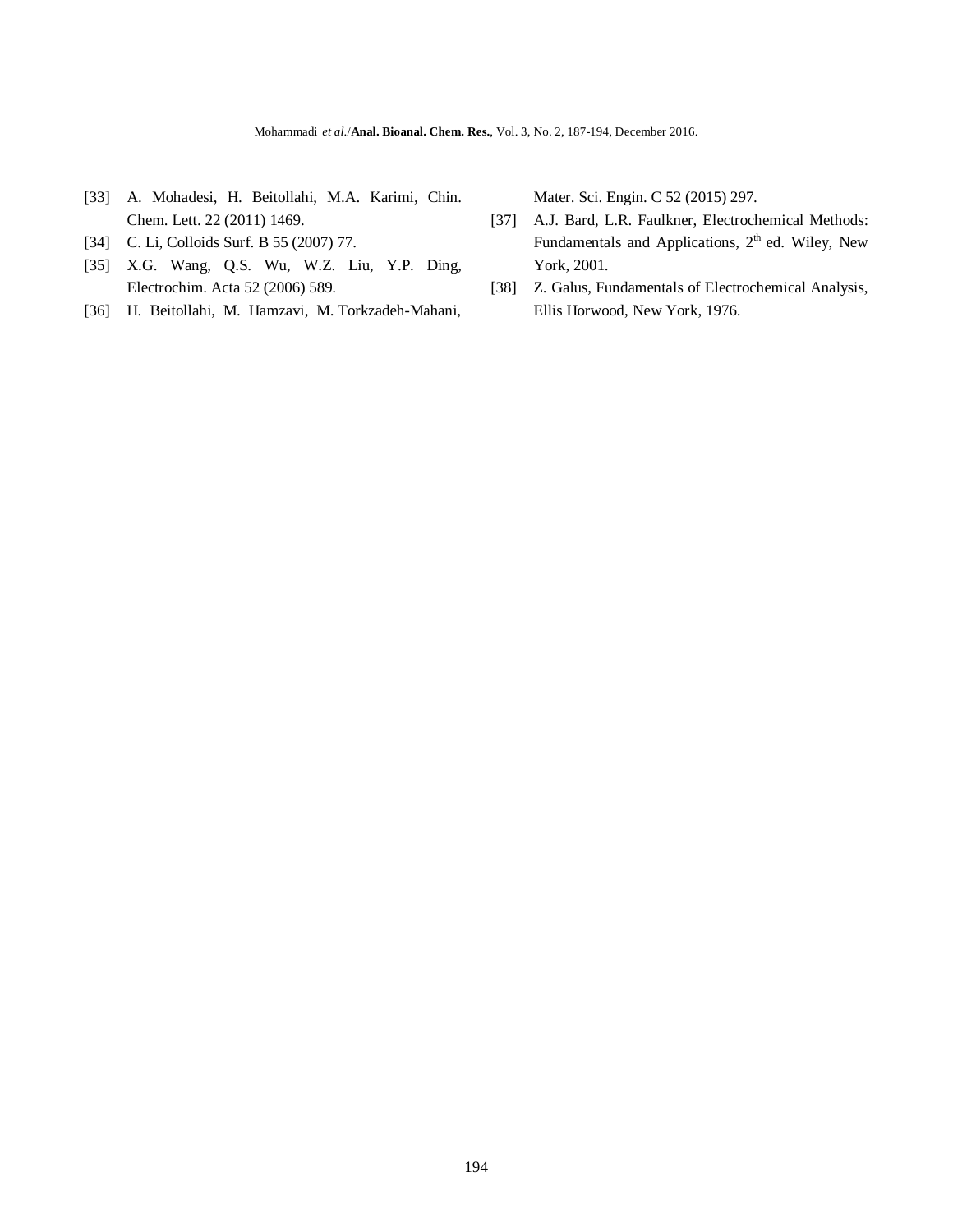[33] A. Mohadesi, H. Beitollahi, M.A. Karimi, Chin. Chem. Lett. 22 (2011) 1469.

[34] C. Li, Colloids Surf. B 55 (2007) 77.

[35] X.G. Wang, Q.S. Wu, W.Z. Liu, Y.P. Ding, Electrochim. Acta 52 (2006) 589.

[36] H. Beitollahi, M. Hamzavi, M. Torkzadeh-Mahani, Mater. Sci. Engin. C 52 (2015) 297.

[37] A.J. Bard, L.R. Faulkner, Electrochemical Methods: Fundamentals and Applications, 2th ed. Wiley, New York, 2001.

[38] Z. Galus, Fundamentals of Electrochemical Analysis, Ellis Horwood, New York, 1976.